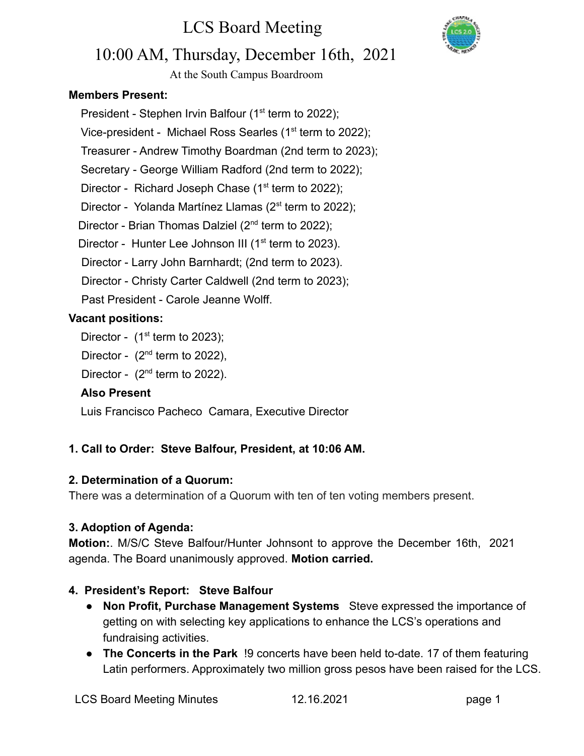# LCS Board Meeting

## 10:00 AM, Thursday, December 16th, 2021

At the South Campus Boardroom

**Members Present:**

President - Stephen Irvin Balfour (1st term to 2022);
Vice-president - Michael Ross Searles (1st term to 2022);
Treasurer - Andrew Timothy Boardman (2nd term to 2023);
Secretary - George William Radford (2nd term to 2022);
Director - Richard Joseph Chase (1st term to 2022);
Director - Yolanda Martínez Llamas (2st term to 2022);
Director - Brian Thomas Dalziel (2nd term to 2022);
Director - Hunter Lee Johnson III (1st term to 2023).
Director - Larry John Barnhardt; (2nd term to 2023).
Director - Christy Carter Caldwell (2nd term to 2023);
Past President - Carole Jeanne Wolff.

**Vacant positions:**

Director - (1st term to 2023);
Director - (2nd term to 2022),
Director - (2nd term to 2022).

**Also Present**

Luis Francisco Pacheco Camara, Executive Director

**1. Call to Order: Steve Balfour, President, at 10:06 AM.**

**2. Determination of a Quorum:**

There was a determination of a Quorum with ten of ten voting members present.

**3. Adoption of Agenda:**

**Motion:**. M/S/C Steve Balfour/Hunter Johnsont to approve the December 16th, 2021 agenda. The Board unanimously approved. **Motion carried.**

**4. President's Report: Steve Balfour**

- **Non Profit, Purchase Management Systems** Steve expressed the importance of getting on with selecting key applications to enhance the LCS's operations and fundraising activities.
- **The Concerts in the Park** !9 concerts have been held to-date. 17 of them featuring Latin performers. Approximately two million gross pesos have been raised for the LCS.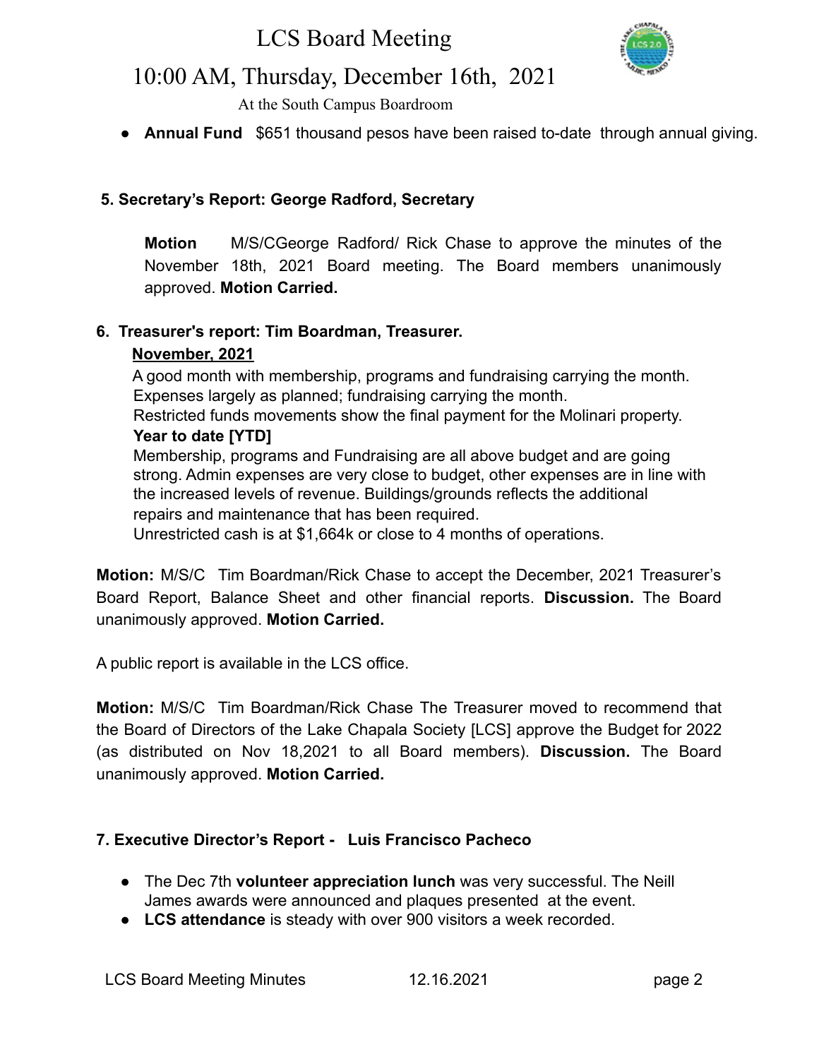- **Annual Fund** $651 thousand pesos have been raised to-date through annual giving.

### 5. Secretary's Report: George Radford, Secretary

**Motion** M/S/CGeorge Radford/ Rick Chase to approve the minutes of the November 18th, 2021 Board meeting. The Board members unanimously approved. **Motion Carried.**

### 6. Treasurer's report: Tim Boardman, Treasurer.

**November, 2021**

A good month with membership, programs and fundraising carrying the month. Expenses largely as planned; fundraising carrying the month.
Restricted funds movements show the final payment for the Molinari property.

**Year to date [YTD]**

Membership, programs and Fundraising are all above budget and are going strong. Admin expenses are very close to budget, other expenses are in line with the increased levels of revenue. Buildings/grounds reflects the additional repairs and maintenance that has been required.
Unrestricted cash is at $1,664k or close to 4 months of operations.

**Motion:** M/S/C Tim Boardman/Rick Chase to accept the December, 2021 Treasurer's Board Report, Balance Sheet and other financial reports. **Discussion.** The Board unanimously approved. **Motion Carried.**

A public report is available in the LCS office.

**Motion:** M/S/C Tim Boardman/Rick Chase The Treasurer moved to recommend that the Board of Directors of the Lake Chapala Society [LCS] approve the Budget for 2022 (as distributed on Nov 18,2021 to all Board members). **Discussion.** The Board unanimously approved. **Motion Carried.**

### 7. Executive Director's Report - Luis Francisco Pacheco

- The Dec 7th **volunteer appreciation lunch** was very successful. The Neill James awards were announced and plaques presented at the event.
- **LCS attendance** is steady with over 900 visitors a week recorded.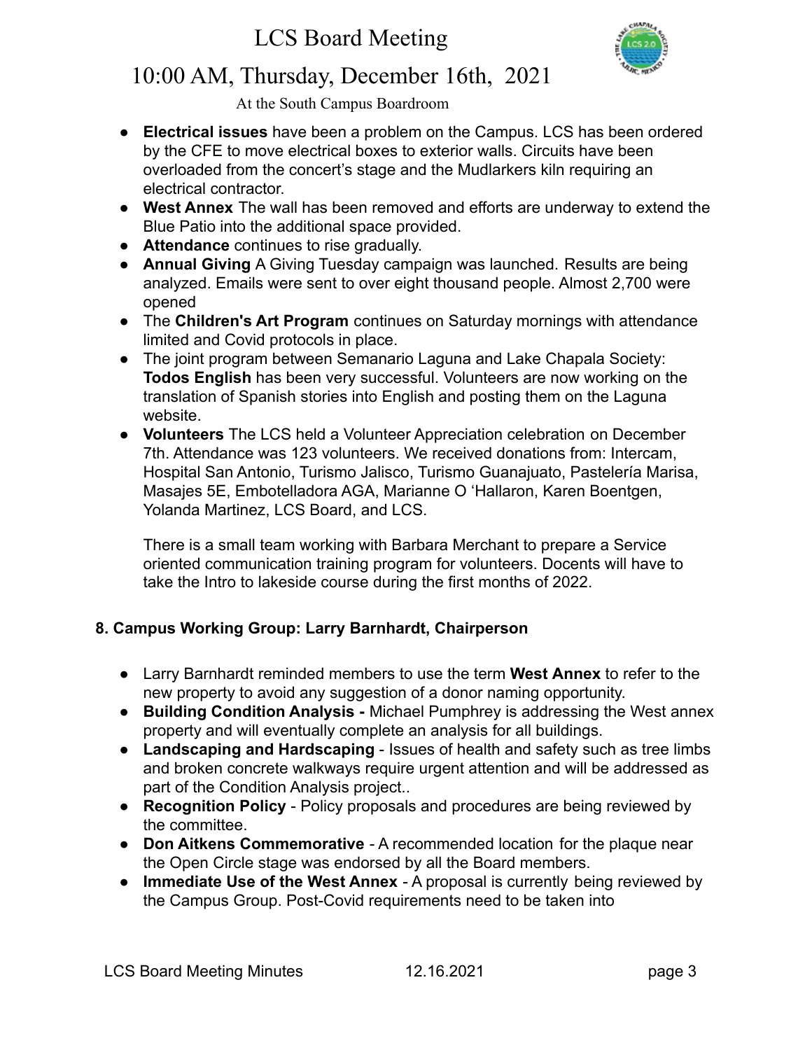- **Electrical issues** have been a problem on the Campus. LCS has been ordered by the CFE to move electrical boxes to exterior walls. Circuits have been overloaded from the concert's stage and the Mudlarkers kiln requiring an electrical contractor.
- **West Annex** The wall has been removed and efforts are underway to extend the Blue Patio into the additional space provided.
- **Attendance** continues to rise gradually.
- **Annual Giving** A Giving Tuesday campaign was launched. Results are being analyzed. Emails were sent to over eight thousand people. Almost 2,700 were opened
- The **Children's Art Program** continues on Saturday mornings with attendance limited and Covid protocols in place.
- The joint program between Semanario Laguna and Lake Chapala Society: **Todos English** has been very successful. Volunteers are now working on the translation of Spanish stories into English and posting them on the Laguna website.
- **Volunteers** The LCS held a Volunteer Appreciation celebration on December 7th. Attendance was 123 volunteers. We received donations from: Intercam, Hospital San Antonio, Turismo Jalisco, Turismo Guanajuato, Pastelería Marisa, Masajes 5E, Embotelladora AGA, Marianne O 'Hallaron, Karen Boentgen, Yolanda Martinez, LCS Board, and LCS.

  There is a small team working with Barbara Merchant to prepare a Service oriented communication training program for volunteers. Docents will have to take the Intro to lakeside course during the first months of 2022.

**8. Campus Working Group: Larry Barnhardt, Chairperson**

- Larry Barnhardt reminded members to use the term **West Annex** to refer to the new property to avoid any suggestion of a donor naming opportunity.
- **Building Condition Analysis -** Michael Pumphrey is addressing the West annex property and will eventually complete an analysis for all buildings.
- **Landscaping and Hardscaping** - Issues of health and safety such as tree limbs and broken concrete walkways require urgent attention and will be addressed as part of the Condition Analysis project..
- **Recognition Policy** - Policy proposals and procedures are being reviewed by the committee.
- **Don Aitkens Commemorative** - A recommended location for the plaque near the Open Circle stage was endorsed by all the Board members.
- **Immediate Use of the West Annex** - A proposal is currently being reviewed by the Campus Group. Post-Covid requirements need to be taken into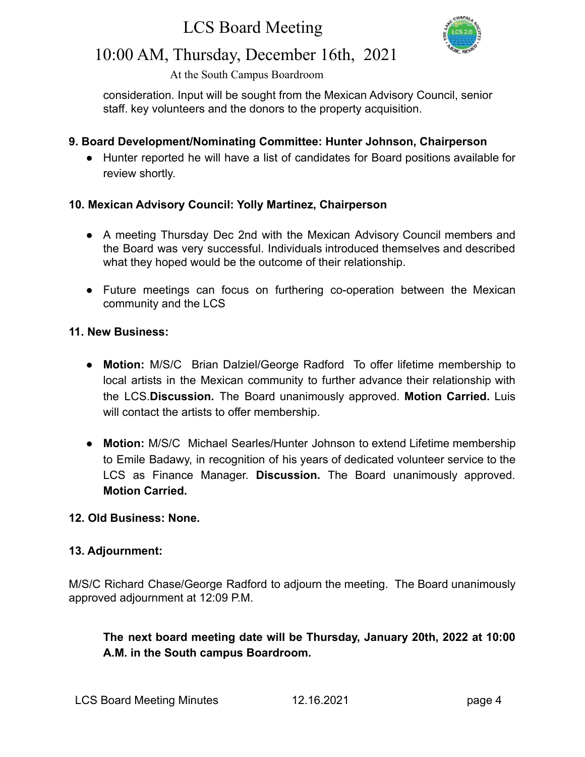consideration. Input will be sought from the Mexican Advisory Council, senior staff. key volunteers and the donors to the property acquisition.

**9. Board Development/Nominating Committee: Hunter Johnson, Chairperson**

- Hunter reported he will have a list of candidates for Board positions available for review shortly.

**10. Mexican Advisory Council: Yolly Martinez, Chairperson**

- A meeting Thursday Dec 2nd with the Mexican Advisory Council members and the Board was very successful. Individuals introduced themselves and described what they hoped would be the outcome of their relationship.

- Future meetings can focus on furthering co-operation between the Mexican community and the LCS

**11. New Business:**

- **Motion:** M/S/C Brian Dalziel/George Radford To offer lifetime membership to local artists in the Mexican community to further advance their relationship with the LCS.**Discussion.** The Board unanimously approved. **Motion Carried.** Luis will contact the artists to offer membership.

- **Motion:** M/S/C Michael Searles/Hunter Johnson to extend Lifetime membership to Emile Badawy, in recognition of his years of dedicated volunteer service to the LCS as Finance Manager. **Discussion.** The Board unanimously approved. **Motion Carried.**

**12. Old Business: None.**

**13. Adjournment:**

M/S/C Richard Chase/George Radford to adjourn the meeting. The Board unanimously approved adjournment at 12:09 P.M.

**The next board meeting date will be Thursday, January 20th, 2022 at 10:00 A.M. in the South campus Boardroom.**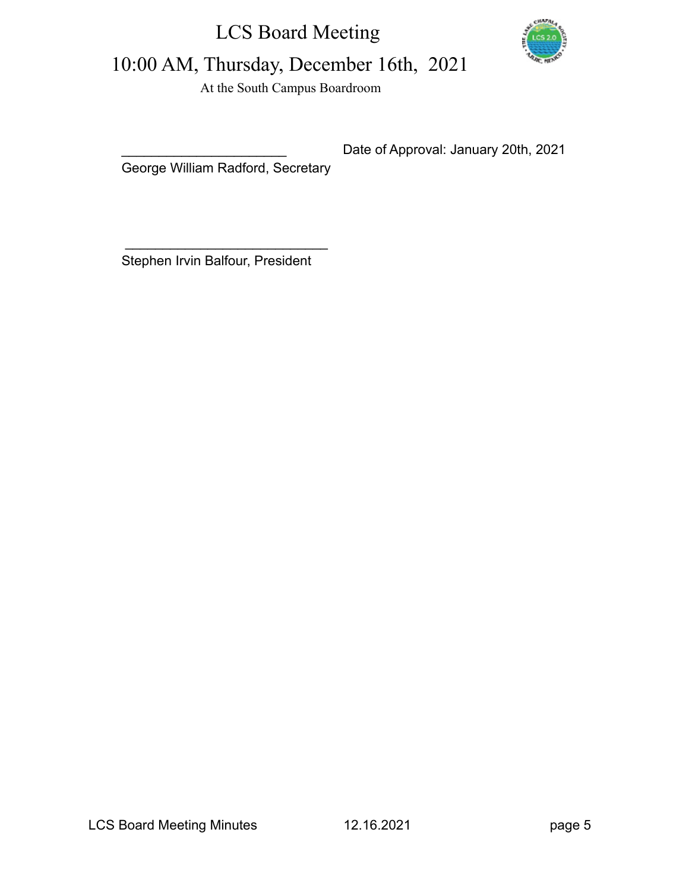______________________ Date of Approval: January 20th, 2021

George William Radford, Secretary

___________________________

Stephen Irvin Balfour, President